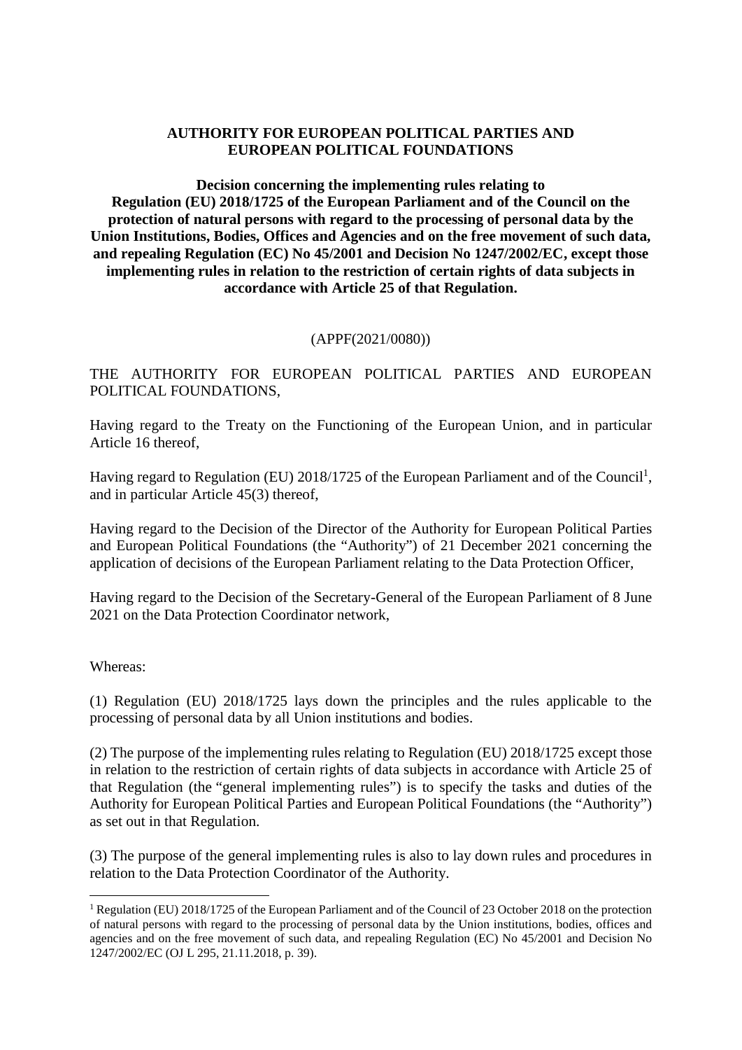**AUTHORITY FOR EUROPEAN POLITICAL PARTIES AND EUROPEAN POLITICAL FOUNDATIONS**

**Decision concerning the implementing rules relating to Regulation (EU) 2018/1725 of the European Parliament and of the Council on the protection of natural persons with regard to the processing of personal data by the Union Institutions, Bodies, Offices and Agencies and on the free movement of such data, and repealing Regulation (EC) No 45/2001 and Decision No 1247/2002/EC, except those implementing rules in relation to the restriction of certain rights of data subjects in accordance with Article 25 of that Regulation.**

(APPF(2021/0080))

THE AUTHORITY FOR EUROPEAN POLITICAL PARTIES AND EUROPEAN POLITICAL FOUNDATIONS,

Having regard to the Treaty on the Functioning of the European Union, and in particular Article 16 thereof,

Having regard to Regulation (EU) 2018/1725 of the European Parliament and of the Council[1], and in particular Article 45(3) thereof,

Having regard to the Decision of the Director of the Authority for European Political Parties and European Political Foundations (the "Authority") of 21 December 2021 concerning the application of decisions of the European Parliament relating to the Data Protection Officer,

Having regard to the Decision of the Secretary-General of the European Parliament of 8 June 2021 on the Data Protection Coordinator network,

Whereas:

(1) Regulation (EU) 2018/1725 lays down the principles and the rules applicable to the processing of personal data by all Union institutions and bodies.

(2) The purpose of the implementing rules relating to Regulation (EU) 2018/1725 except those in relation to the restriction of certain rights of data subjects in accordance with Article 25 of that Regulation (the "general implementing rules") is to specify the tasks and duties of the Authority for European Political Parties and European Political Foundations (the "Authority") as set out in that Regulation.

(3) The purpose of the general implementing rules is also to lay down rules and procedures in relation to the Data Protection Coordinator of the Authority.

[1] Regulation (EU) 2018/1725 of the European Parliament and of the Council of 23 October 2018 on the protection of natural persons with regard to the processing of personal data by the Union institutions, bodies, offices and agencies and on the free movement of such data, and repealing Regulation (EC) No 45/2001 and Decision No 1247/2002/EC (OJ L 295, 21.11.2018, p. 39).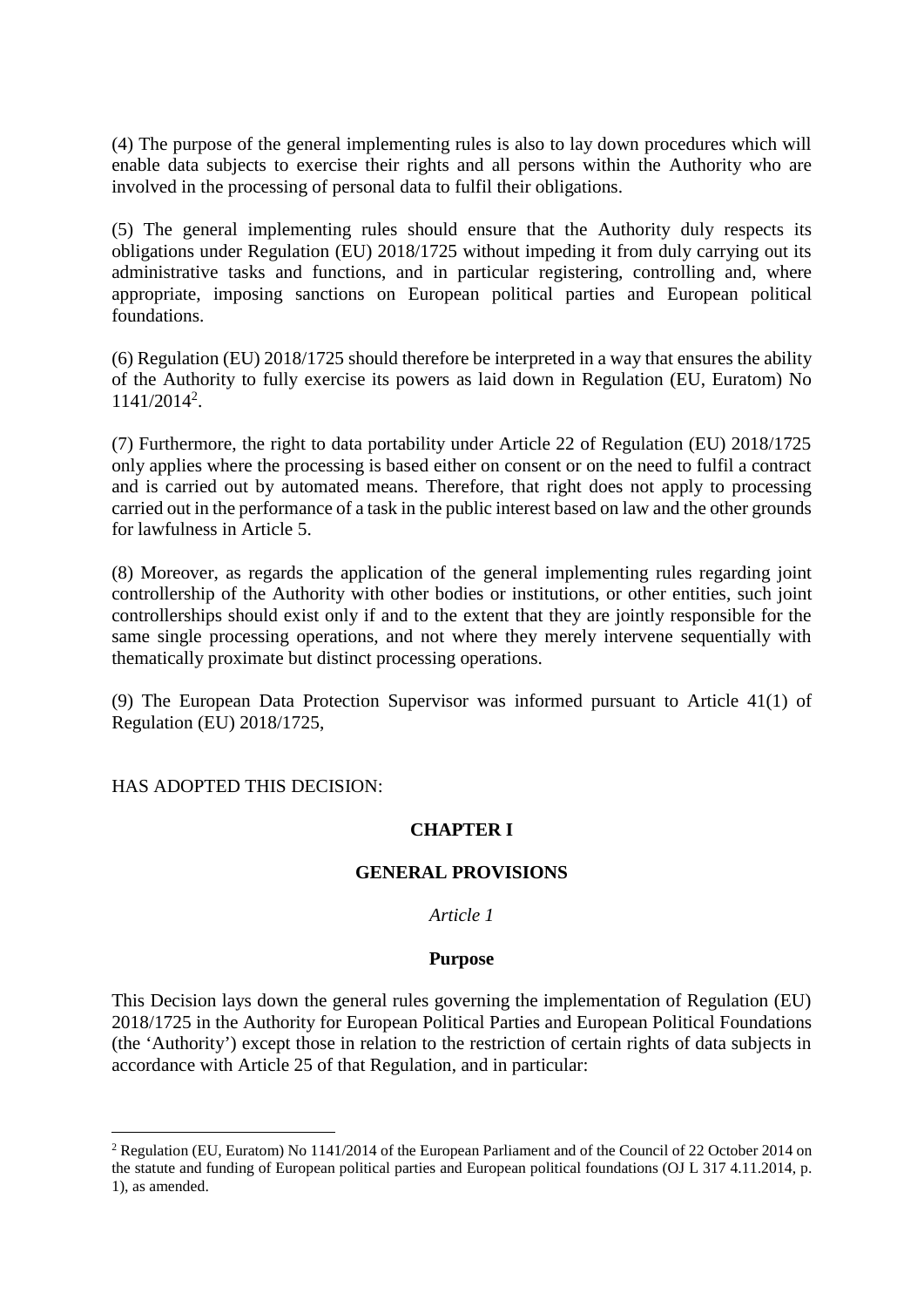(4) The purpose of the general implementing rules is also to lay down procedures which will enable data subjects to exercise their rights and all persons within the Authority who are involved in the processing of personal data to fulfil their obligations.

(5) The general implementing rules should ensure that the Authority duly respects its obligations under Regulation (EU) 2018/1725 without impeding it from duly carrying out its administrative tasks and functions, and in particular registering, controlling and, where appropriate, imposing sanctions on European political parties and European political foundations.

(6) Regulation (EU) 2018/1725 should therefore be interpreted in a way that ensures the ability of the Authority to fully exercise its powers as laid down in Regulation (EU, Euratom) No 1141/2014[2].

(7) Furthermore, the right to data portability under Article 22 of Regulation (EU) 2018/1725 only applies where the processing is based either on consent or on the need to fulfil a contract and is carried out by automated means. Therefore, that right does not apply to processing carried out in the performance of a task in the public interest based on law and the other grounds for lawfulness in Article 5.

(8) Moreover, as regards the application of the general implementing rules regarding joint controllership of the Authority with other bodies or institutions, or other entities, such joint controllerships should exist only if and to the extent that they are jointly responsible for the same single processing operations, and not where they merely intervene sequentially with thematically proximate but distinct processing operations.

(9) The European Data Protection Supervisor was informed pursuant to Article 41(1) of Regulation (EU) 2018/1725,

HAS ADOPTED THIS DECISION:

## CHAPTER I

## GENERAL PROVISIONS

*Article 1*

### Purpose

This Decision lays down the general rules governing the implementation of Regulation (EU) 2018/1725 in the Authority for European Political Parties and European Political Foundations (the 'Authority') except those in relation to the restriction of certain rights of data subjects in accordance with Article 25 of that Regulation, and in particular:

[2] Regulation (EU, Euratom) No 1141/2014 of the European Parliament and of the Council of 22 October 2014 on the statute and funding of European political parties and European political foundations (OJ L 317 4.11.2014, p. 1), as amended.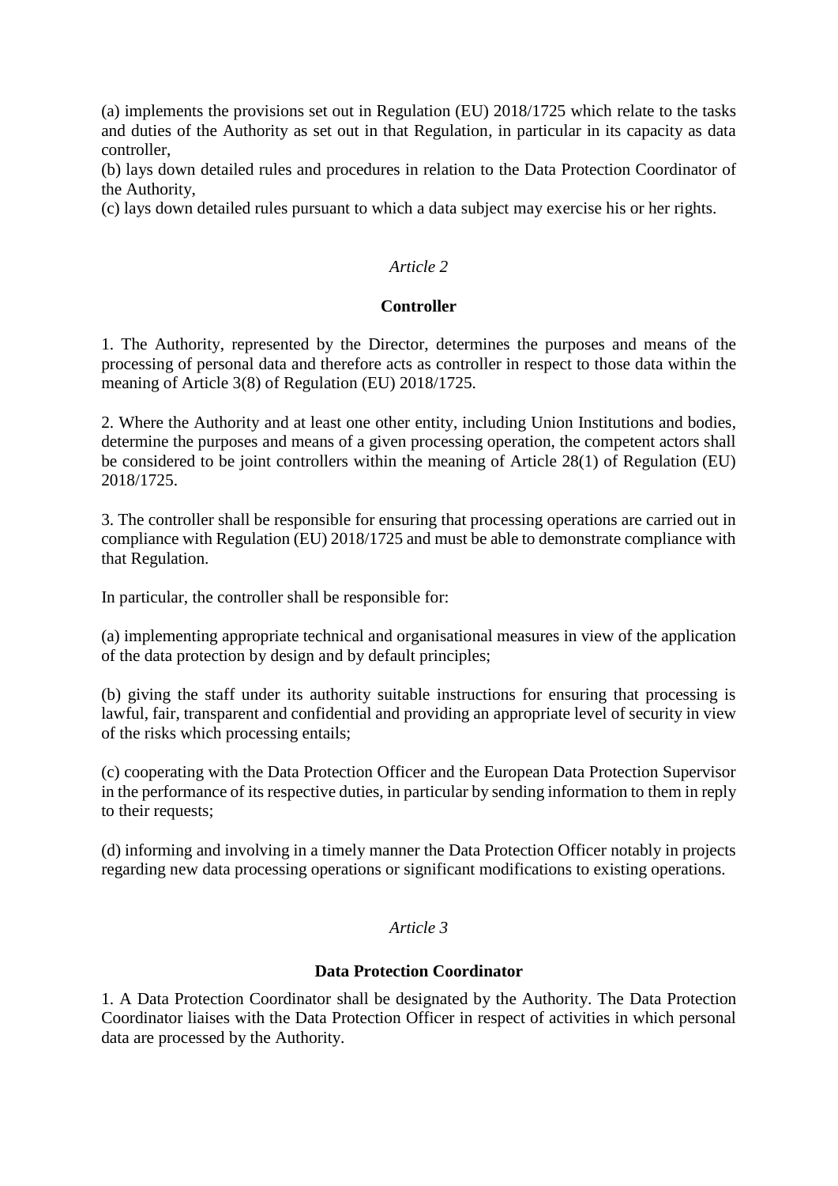(a) implements the provisions set out in Regulation (EU) 2018/1725 which relate to the tasks and duties of the Authority as set out in that Regulation, in particular in its capacity as data controller,
(b) lays down detailed rules and procedures in relation to the Data Protection Coordinator of the Authority,
(c) lays down detailed rules pursuant to which a data subject may exercise his or her rights.

*Article 2*

**Controller**

1. The Authority, represented by the Director, determines the purposes and means of the processing of personal data and therefore acts as controller in respect to those data within the meaning of Article 3(8) of Regulation (EU) 2018/1725.

2. Where the Authority and at least one other entity, including Union Institutions and bodies, determine the purposes and means of a given processing operation, the competent actors shall be considered to be joint controllers within the meaning of Article 28(1) of Regulation (EU) 2018/1725.

3. The controller shall be responsible for ensuring that processing operations are carried out in compliance with Regulation (EU) 2018/1725 and must be able to demonstrate compliance with that Regulation.

In particular, the controller shall be responsible for:

(a) implementing appropriate technical and organisational measures in view of the application of the data protection by design and by default principles;

(b) giving the staff under its authority suitable instructions for ensuring that processing is lawful, fair, transparent and confidential and providing an appropriate level of security in view of the risks which processing entails;

(c) cooperating with the Data Protection Officer and the European Data Protection Supervisor in the performance of its respective duties, in particular by sending information to them in reply to their requests;

(d) informing and involving in a timely manner the Data Protection Officer notably in projects regarding new data processing operations or significant modifications to existing operations.

*Article 3*

**Data Protection Coordinator**

1. A Data Protection Coordinator shall be designated by the Authority. The Data Protection Coordinator liaises with the Data Protection Officer in respect of activities in which personal data are processed by the Authority.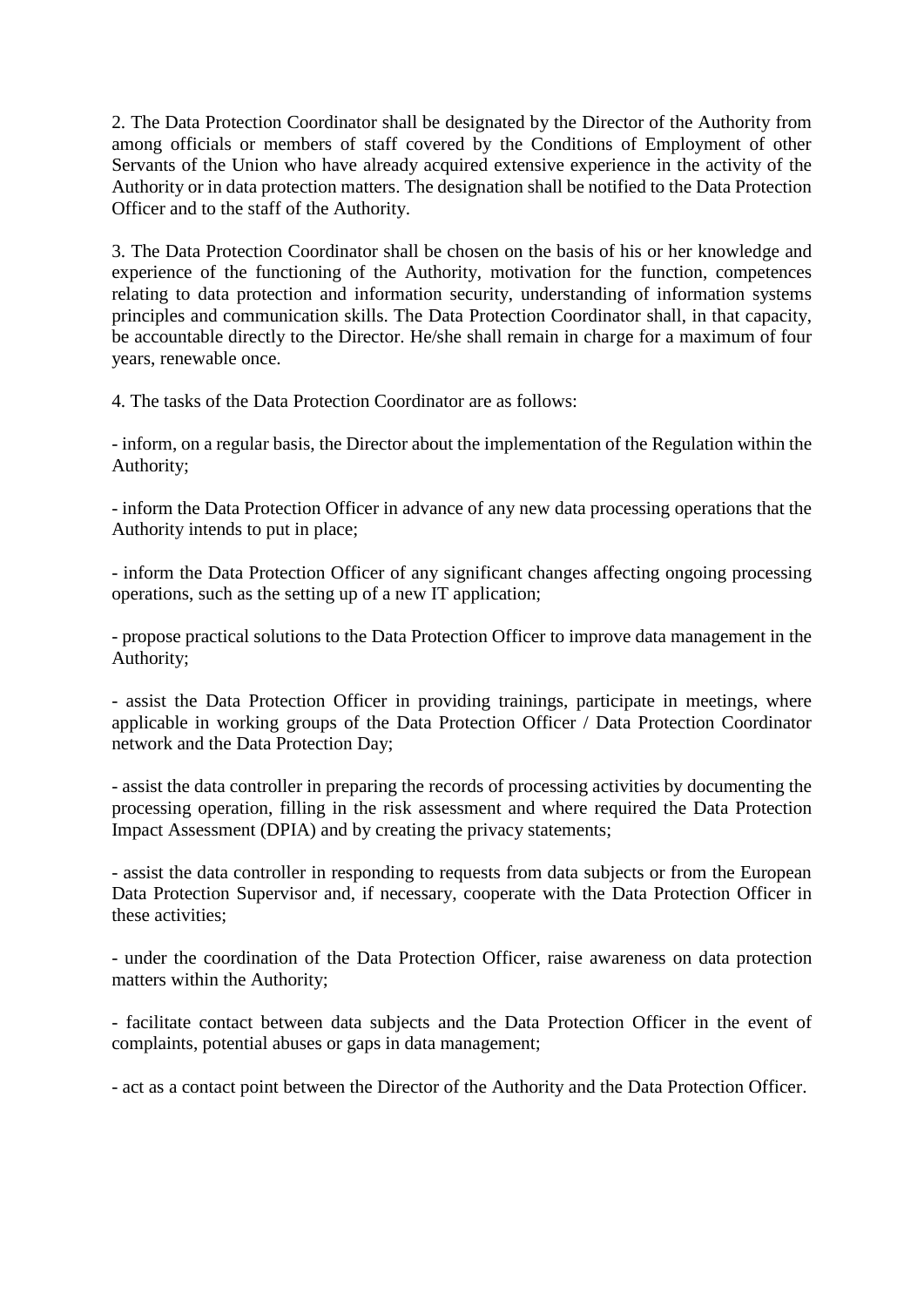2. The Data Protection Coordinator shall be designated by the Director of the Authority from among officials or members of staff covered by the Conditions of Employment of other Servants of the Union who have already acquired extensive experience in the activity of the Authority or in data protection matters. The designation shall be notified to the Data Protection Officer and to the staff of the Authority.

3. The Data Protection Coordinator shall be chosen on the basis of his or her knowledge and experience of the functioning of the Authority, motivation for the function, competences relating to data protection and information security, understanding of information systems principles and communication skills. The Data Protection Coordinator shall, in that capacity, be accountable directly to the Director. He/she shall remain in charge for a maximum of four years, renewable once.

4. The tasks of the Data Protection Coordinator are as follows:

- inform, on a regular basis, the Director about the implementation of the Regulation within the Authority;

- inform the Data Protection Officer in advance of any new data processing operations that the Authority intends to put in place;

- inform the Data Protection Officer of any significant changes affecting ongoing processing operations, such as the setting up of a new IT application;

- propose practical solutions to the Data Protection Officer to improve data management in the Authority;

- assist the Data Protection Officer in providing trainings, participate in meetings, where applicable in working groups of the Data Protection Officer / Data Protection Coordinator network and the Data Protection Day;

- assist the data controller in preparing the records of processing activities by documenting the processing operation, filling in the risk assessment and where required the Data Protection Impact Assessment (DPIA) and by creating the privacy statements;

- assist the data controller in responding to requests from data subjects or from the European Data Protection Supervisor and, if necessary, cooperate with the Data Protection Officer in these activities;

- under the coordination of the Data Protection Officer, raise awareness on data protection matters within the Authority;

- facilitate contact between data subjects and the Data Protection Officer in the event of complaints, potential abuses or gaps in data management;

- act as a contact point between the Director of the Authority and the Data Protection Officer.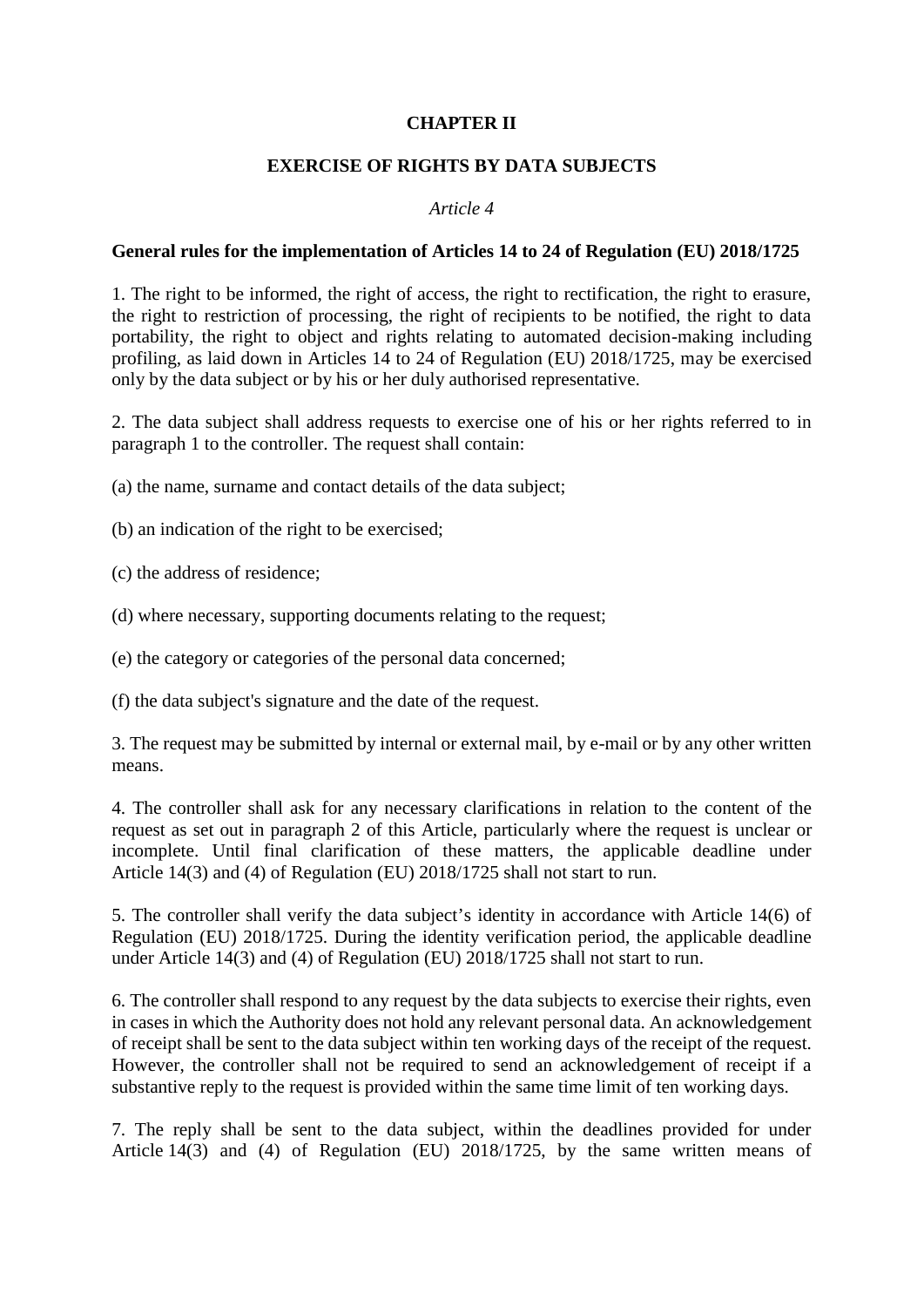## CHAPTER II

## EXERCISE OF RIGHTS BY DATA SUBJECTS

### *Article 4*

### General rules for the implementation of Articles 14 to 24 of Regulation (EU) 2018/1725

1. The right to be informed, the right of access, the right to rectification, the right to erasure, the right to restriction of processing, the right of recipients to be notified, the right to data portability, the right to object and rights relating to automated decision-making including profiling, as laid down in Articles 14 to 24 of Regulation (EU) 2018/1725, may be exercised only by the data subject or by his or her duly authorised representative.

2. The data subject shall address requests to exercise one of his or her rights referred to in paragraph 1 to the controller. The request shall contain:

(a) the name, surname and contact details of the data subject;

(b) an indication of the right to be exercised;

(c) the address of residence;

(d) where necessary, supporting documents relating to the request;

(e) the category or categories of the personal data concerned;

(f) the data subject's signature and the date of the request.

3. The request may be submitted by internal or external mail, by e-mail or by any other written means.

4. The controller shall ask for any necessary clarifications in relation to the content of the request as set out in paragraph 2 of this Article, particularly where the request is unclear or incomplete. Until final clarification of these matters, the applicable deadline under Article 14(3) and (4) of Regulation (EU) 2018/1725 shall not start to run.

5. The controller shall verify the data subject's identity in accordance with Article 14(6) of Regulation (EU) 2018/1725. During the identity verification period, the applicable deadline under Article 14(3) and (4) of Regulation (EU) 2018/1725 shall not start to run.

6. The controller shall respond to any request by the data subjects to exercise their rights, even in cases in which the Authority does not hold any relevant personal data. An acknowledgement of receipt shall be sent to the data subject within ten working days of the receipt of the request. However, the controller shall not be required to send an acknowledgement of receipt if a substantive reply to the request is provided within the same time limit of ten working days.

7. The reply shall be sent to the data subject, within the deadlines provided for under Article 14(3) and (4) of Regulation (EU) 2018/1725, by the same written means of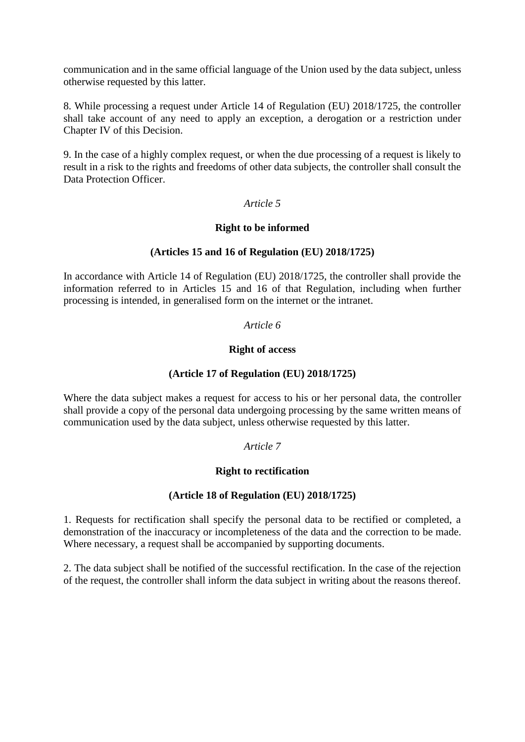communication and in the same official language of the Union used by the data subject, unless otherwise requested by this latter.

8. While processing a request under Article 14 of Regulation (EU) 2018/1725, the controller shall take account of any need to apply an exception, a derogation or a restriction under Chapter IV of this Decision.

9. In the case of a highly complex request, or when the due processing of a request is likely to result in a risk to the rights and freedoms of other data subjects, the controller shall consult the Data Protection Officer.

*Article 5*

**Right to be informed**

**(Articles 15 and 16 of Regulation (EU) 2018/1725)**

In accordance with Article 14 of Regulation (EU) 2018/1725, the controller shall provide the information referred to in Articles 15 and 16 of that Regulation, including when further processing is intended, in generalised form on the internet or the intranet.

*Article 6*

**Right of access**

**(Article 17 of Regulation (EU) 2018/1725)**

Where the data subject makes a request for access to his or her personal data, the controller shall provide a copy of the personal data undergoing processing by the same written means of communication used by the data subject, unless otherwise requested by this latter.

*Article 7*

**Right to rectification**

**(Article 18 of Regulation (EU) 2018/1725)**

1. Requests for rectification shall specify the personal data to be rectified or completed, a demonstration of the inaccuracy or incompleteness of the data and the correction to be made. Where necessary, a request shall be accompanied by supporting documents.

2. The data subject shall be notified of the successful rectification. In the case of the rejection of the request, the controller shall inform the data subject in writing about the reasons thereof.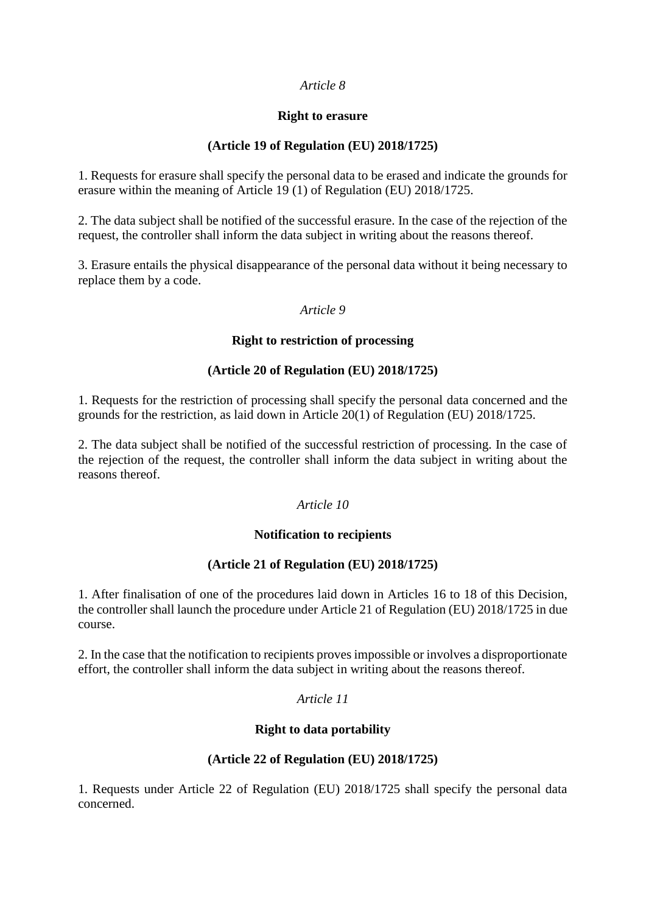*Article 8*

**Right to erasure**

**(Article 19 of Regulation (EU) 2018/1725)**

1. Requests for erasure shall specify the personal data to be erased and indicate the grounds for erasure within the meaning of Article 19 (1) of Regulation (EU) 2018/1725.

2. The data subject shall be notified of the successful erasure. In the case of the rejection of the request, the controller shall inform the data subject in writing about the reasons thereof.

3. Erasure entails the physical disappearance of the personal data without it being necessary to replace them by a code.

*Article 9*

**Right to restriction of processing**

**(Article 20 of Regulation (EU) 2018/1725)**

1. Requests for the restriction of processing shall specify the personal data concerned and the grounds for the restriction, as laid down in Article 20(1) of Regulation (EU) 2018/1725.

2. The data subject shall be notified of the successful restriction of processing. In the case of the rejection of the request, the controller shall inform the data subject in writing about the reasons thereof.

*Article 10*

**Notification to recipients**

**(Article 21 of Regulation (EU) 2018/1725)**

1. After finalisation of one of the procedures laid down in Articles 16 to 18 of this Decision, the controller shall launch the procedure under Article 21 of Regulation (EU) 2018/1725 in due course.

2. In the case that the notification to recipients proves impossible or involves a disproportionate effort, the controller shall inform the data subject in writing about the reasons thereof.

*Article 11*

**Right to data portability**

**(Article 22 of Regulation (EU) 2018/1725)**

1. Requests under Article 22 of Regulation (EU) 2018/1725 shall specify the personal data concerned.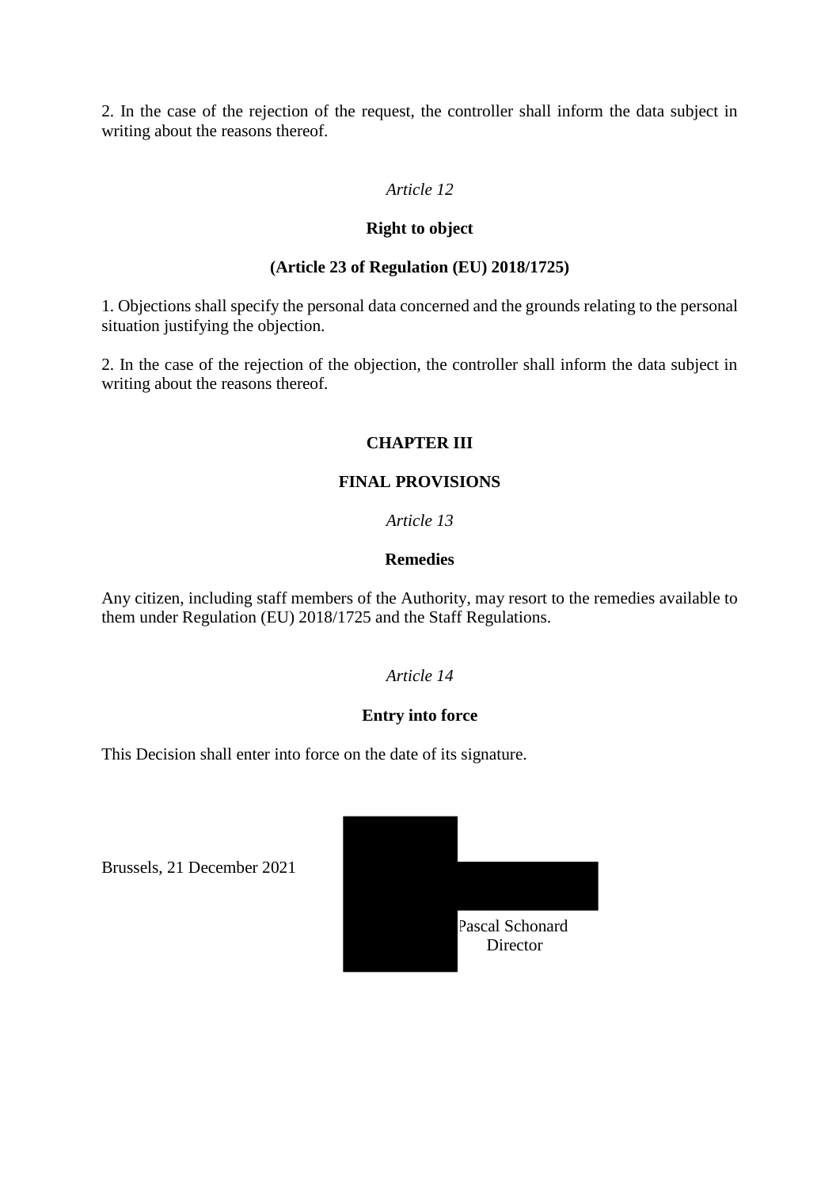2. In the case of the rejection of the request, the controller shall inform the data subject in writing about the reasons thereof.

*Article 12*

**Right to object**

**(Article 23 of Regulation (EU) 2018/1725)**

1. Objections shall specify the personal data concerned and the grounds relating to the personal situation justifying the objection.

2. In the case of the rejection of the objection, the controller shall inform the data subject in writing about the reasons thereof.

## CHAPTER III

## FINAL PROVISIONS

*Article 13*

**Remedies**

Any citizen, including staff members of the Authority, may resort to the remedies available to them under Regulation (EU) 2018/1725 and the Staff Regulations.

*Article 14*

**Entry into force**

This Decision shall enter into force on the date of its signature.

Brussels, 21 December 2021

Pascal Schonard
Director